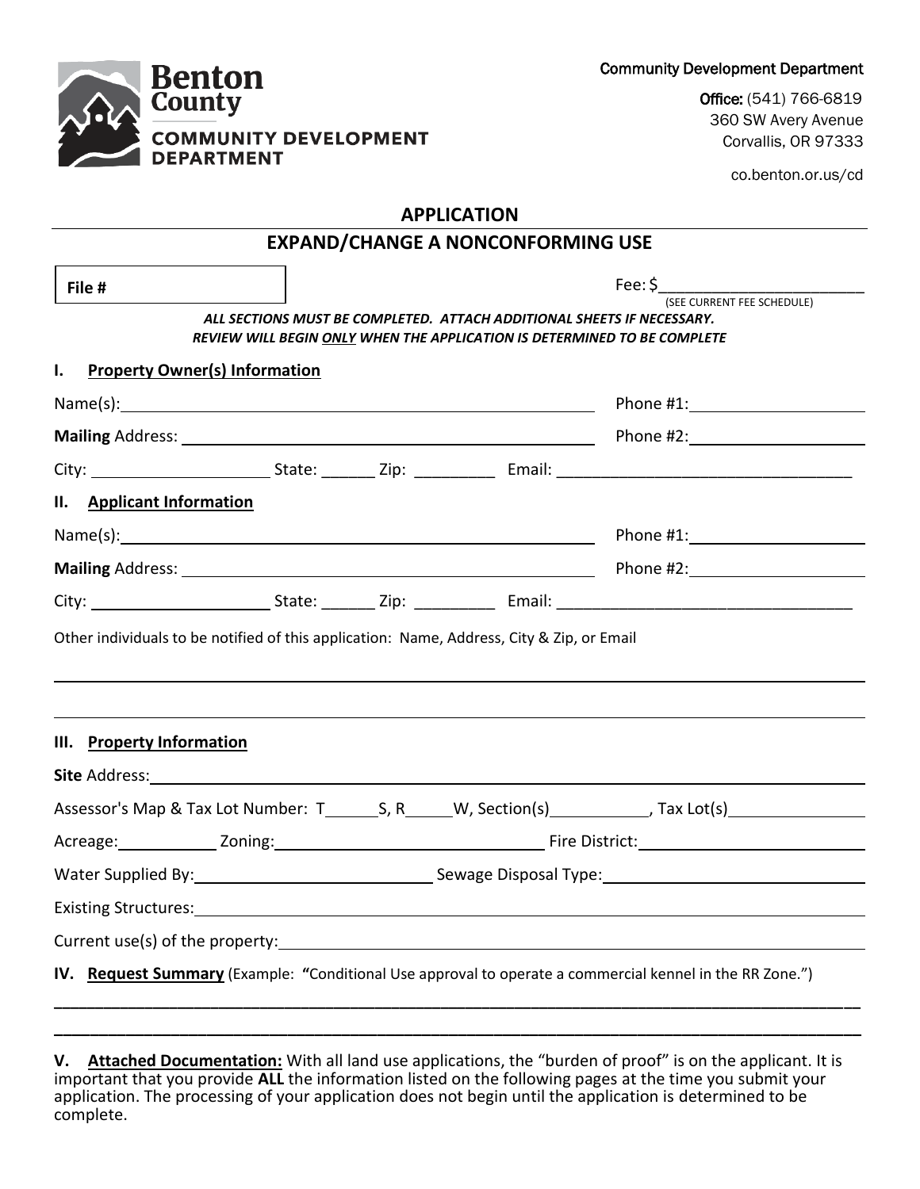Benton County
COMMUNITY DEVELOPMENT DEPARTMENT

Community Development Department

**Office:** (541) 766-6819
360 SW Avery Avenue
Corvallis, OR 97333

co.benton.or.us/cd

# APPLICATION

## EXPAND/CHANGE A NONCONFORMING USE

**File #**

Fee: $________________________
(SEE CURRENT FEE SCHEDULE)

***ALL SECTIONS MUST BE COMPLETED. ATTACH ADDITIONAL SHEETS IF NECESSARY.***
***REVIEW WILL BEGIN ONLY WHEN THE APPLICATION IS DETERMINED TO BE COMPLETE***

### I. Property Owner(s) Information

Name(s): ____________________________________________ Phone #1: ____________________

**Mailing** Address: ____________________________________________ Phone #2: ____________________

City: ____________________ State: ______ Zip: _________ Email: _________________________________

### II. Applicant Information

Name(s): ____________________________________________ Phone #1: ____________________

**Mailing** Address: ____________________________________________ Phone #2: ____________________

City: ____________________ State: ______ Zip: _________ Email: _________________________________

Other individuals to be notified of this application: Name, Address, City & Zip, or Email

_____________________________________________________________________________________

_____________________________________________________________________________________

### III. Property Information

**Site** Address: _____________________________________________________________________________

Assessor's Map & Tax Lot Number: T______S, R_____W, Section(s)___________, Tax Lot(s)_______________

Acreage: ___________ Zoning: ______________________________ Fire District: ______________________

Water Supplied By: __________________________ Sewage Disposal Type: __________________________

Existing Structures: __________________________________________________________________________

Current use(s) of the property: ________________________________________________________________

### IV. Request Summary (Example: "Conditional Use approval to operate a commercial kennel in the RR Zone.")

_____________________________________________________________________________________

_____________________________________________________________________________________

**V. Attached Documentation:** With all land use applications, the "burden of proof" is on the applicant. It is important that you provide **ALL** the information listed on the following pages at the time you submit your application. The processing of your application does not begin until the application is determined to be complete.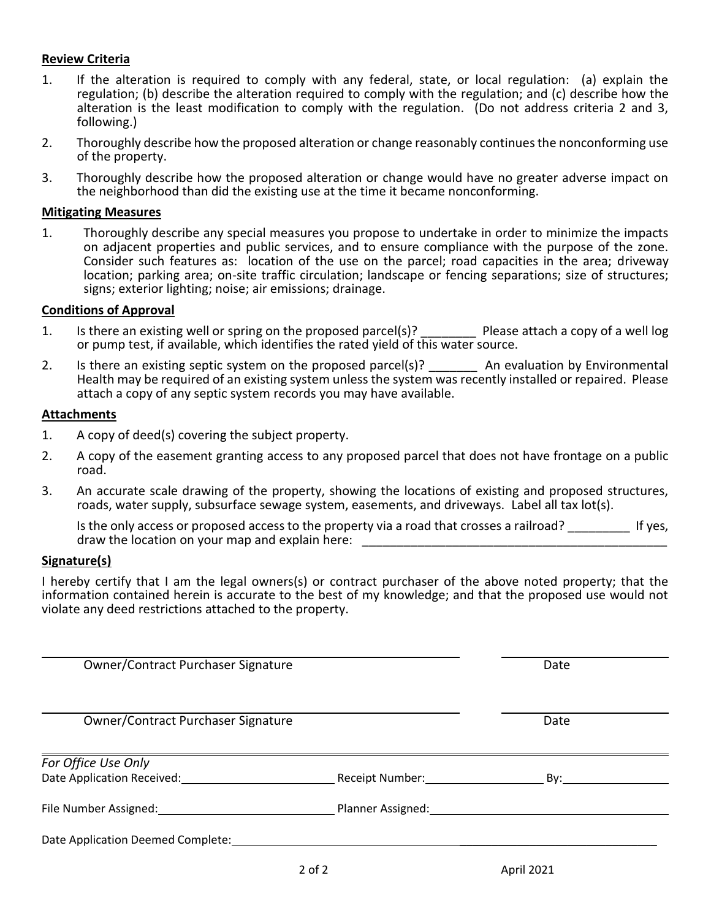## Review Criteria

1. If the alteration is required to comply with any federal, state, or local regulation: (a) explain the regulation; (b) describe the alteration required to comply with the regulation; and (c) describe how the alteration is the least modification to comply with the regulation. (Do not address criteria 2 and 3, following.)
2. Thoroughly describe how the proposed alteration or change reasonably continues the nonconforming use of the property.
3. Thoroughly describe how the proposed alteration or change would have no greater adverse impact on the neighborhood than did the existing use at the time it became nonconforming.

## Mitigating Measures

1. Thoroughly describe any special measures you propose to undertake in order to minimize the impacts on adjacent properties and public services, and to ensure compliance with the purpose of the zone. Consider such features as: location of the use on the parcel; road capacities in the area; driveway location; parking area; on-site traffic circulation; landscape or fencing separations; size of structures; signs; exterior lighting; noise; air emissions; drainage.

## Conditions of Approval

1. Is there an existing well or spring on the proposed parcel(s)? ________ Please attach a copy of a well log or pump test, if available, which identifies the rated yield of this water source.
2. Is there an existing septic system on the proposed parcel(s)? _______ An evaluation by Environmental Health may be required of an existing system unless the system was recently installed or repaired. Please attach a copy of any septic system records you may have available.

## Attachments

1. A copy of deed(s) covering the subject property.
2. A copy of the easement granting access to any proposed parcel that does not have frontage on a public road.
3. An accurate scale drawing of the property, showing the locations of existing and proposed structures, roads, water supply, subsurface sewage system, easements, and driveways. Label all tax lot(s).

   Is the only access or proposed access to the property via a road that crosses a railroad? _________ If yes, draw the location on your map and explain here: ______________________________________________

## Signature(s)

I hereby certify that I am the legal owners(s) or contract purchaser of the above noted property; that the information contained herein is accurate to the best of my knowledge; and that the proposed use would not violate any deed restrictions attached to the property.

______________________________________________ ____________________
Owner/Contract Purchaser Signature Date

______________________________________________ ____________________
Owner/Contract Purchaser Signature Date

---

*For Office Use Only*

Date Application Received:____________________ Receipt Number:________________ By:______________

File Number Assigned:____________________ Planner Assigned:______________________________

Date Application Deemed Complete:______________________________________________